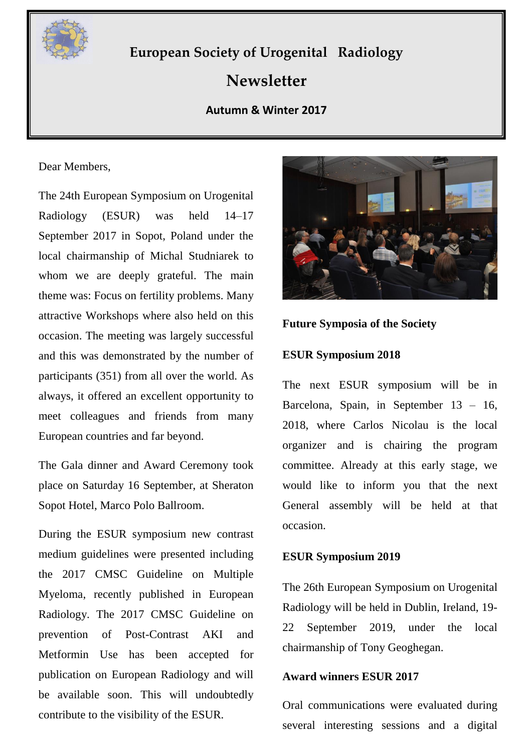# European Society of Urogenital Radiology

# Newsletter

**Autumn & Winter 2017**

Dear Members,

The 24th European Symposium on Urogenital Radiology (ESUR) was held 14–17 September 2017 in Sopot, Poland under the local chairmanship of Michal Studniarek to whom we are deeply grateful. The main theme was: Focus on fertility problems. Many attractive Workshops where also held on this occasion. The meeting was largely successful and this was demonstrated by the number of participants (351) from all over the world. As always, it offered an excellent opportunity to meet colleagues and friends from many European countries and far beyond.

The Gala dinner and Award Ceremony took place on Saturday 16 September, at Sheraton Sopot Hotel, Marco Polo Ballroom.

During the ESUR symposium new contrast medium guidelines were presented including the 2017 CMSC Guideline on Multiple Myeloma, recently published in European Radiology. The 2017 CMSC Guideline on prevention of Post-Contrast AKI and Metformin Use has been accepted for publication on European Radiology and will be available soon. This will undoubtedly contribute to the visibility of the ESUR.

## Future Symposia of the Society

### ESUR Symposium 2018

The next ESUR symposium will be in Barcelona, Spain, in September 13 – 16, 2018, where Carlos Nicolau is the local organizer and is chairing the program committee. Already at this early stage, we would like to inform you that the next General assembly will be held at that occasion.

### ESUR Symposium 2019

The 26th European Symposium on Urogenital Radiology will be held in Dublin, Ireland, 19-22 September 2019, under the local chairmanship of Tony Geoghegan.

### Award winners ESUR 2017

Oral communications were evaluated during several interesting sessions and a digital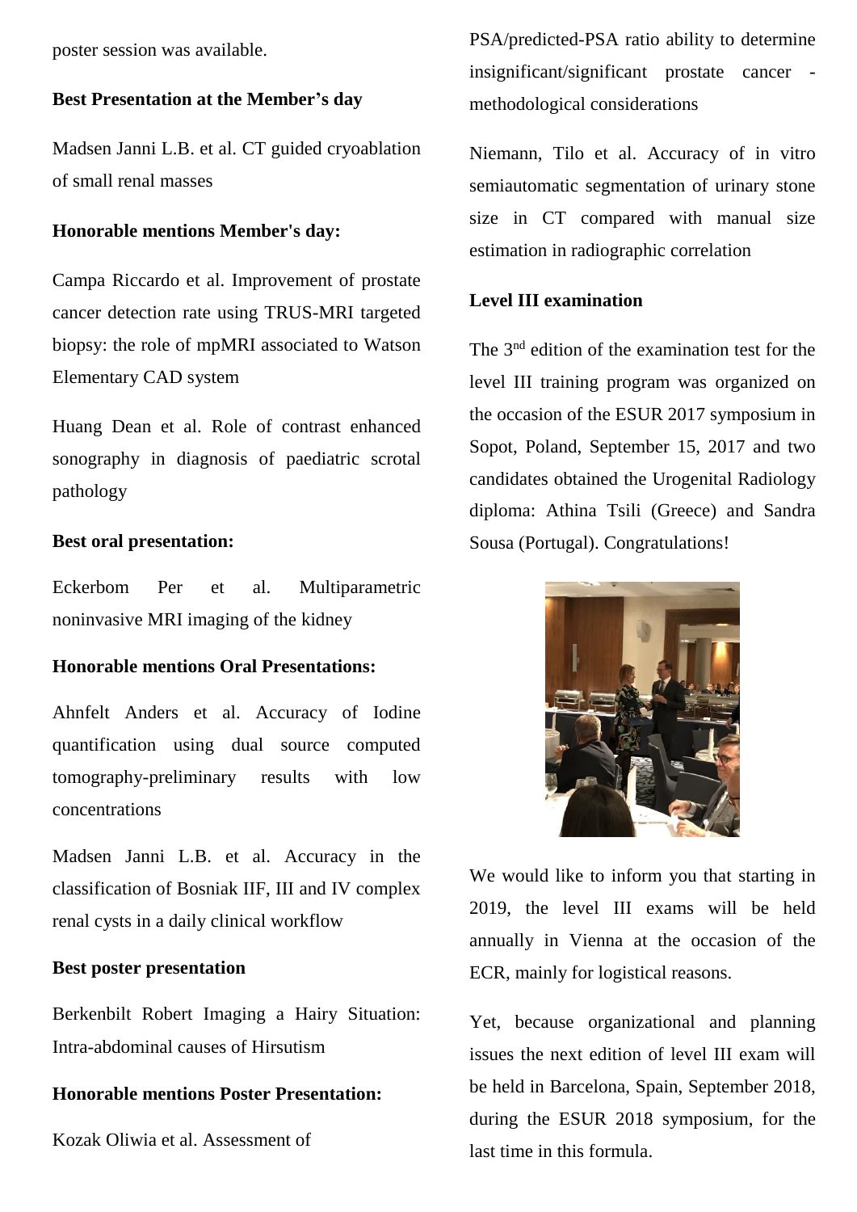poster session was available.

**Best Presentation at the Member's day**

Madsen Janni L.B. et al. CT guided cryoablation of small renal masses

**Honorable mentions Member's day:**

Campa Riccardo et al. Improvement of prostate cancer detection rate using TRUS-MRI targeted biopsy: the role of mpMRI associated to Watson Elementary CAD system

Huang Dean et al. Role of contrast enhanced sonography in diagnosis of paediatric scrotal pathology

**Best oral presentation:**

Eckerbom Per et al. Multiparametric noninvasive MRI imaging of the kidney

**Honorable mentions Oral Presentations:**

Ahnfelt Anders et al. Accuracy of Iodine quantification using dual source computed tomography-preliminary results with low concentrations

Madsen Janni L.B. et al. Accuracy in the classification of Bosniak IIF, III and IV complex renal cysts in a daily clinical workflow

**Best poster presentation**

Berkenbilt Robert Imaging a Hairy Situation: Intra-abdominal causes of Hirsutism

**Honorable mentions Poster Presentation:**

Kozak Oliwia et al. Assessment of PSA/predicted-PSA ratio ability to determine insignificant/significant prostate cancer - methodological considerations

Niemann, Tilo et al. Accuracy of in vitro semiautomatic segmentation of urinary stone size in CT compared with manual size estimation in radiographic correlation

**Level III examination**

The 3nd edition of the examination test for the level III training program was organized on the occasion of the ESUR 2017 symposium in Sopot, Poland, September 15, 2017 and two candidates obtained the Urogenital Radiology diploma: Athina Tsili (Greece) and Sandra Sousa (Portugal). Congratulations!

We would like to inform you that starting in 2019, the level III exams will be held annually in Vienna at the occasion of the ECR, mainly for logistical reasons.

Yet, because organizational and planning issues the next edition of level III exam will be held in Barcelona, Spain, September 2018, during the ESUR 2018 symposium, for the last time in this formula.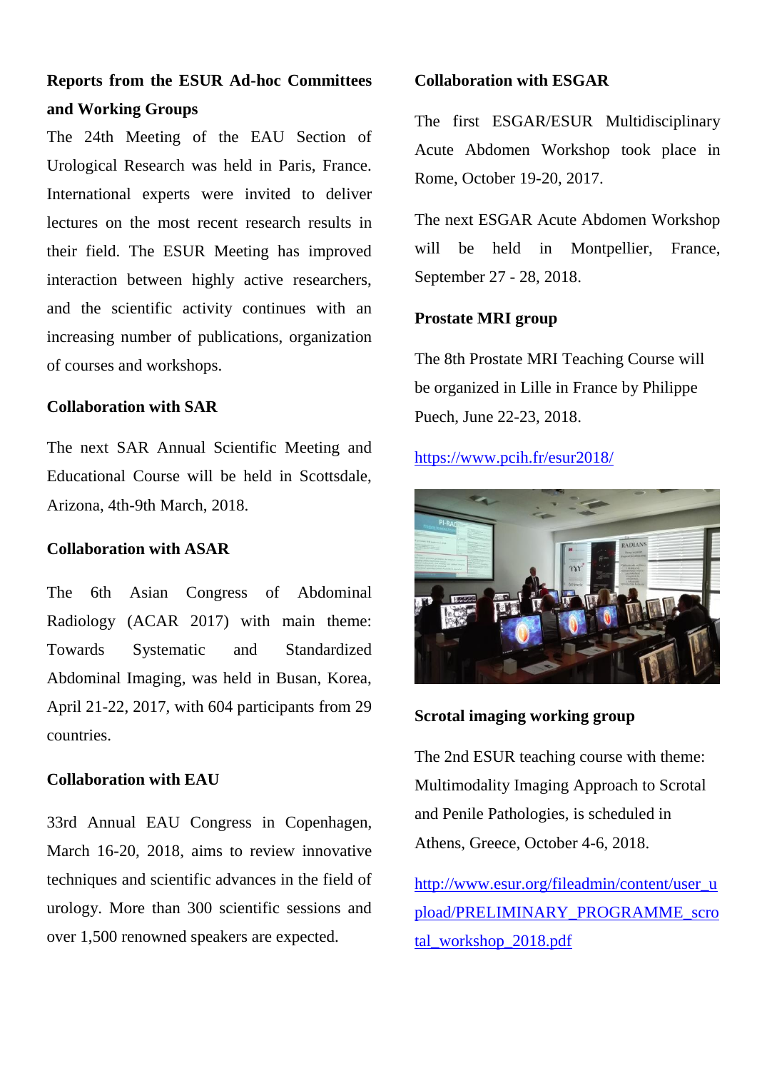## Reports from the ESUR Ad-hoc Committees and Working Groups

The 24th Meeting of the EAU Section of Urological Research was held in Paris, France. International experts were invited to deliver lectures on the most recent research results in their field. The ESUR Meeting has improved interaction between highly active researchers, and the scientific activity continues with an increasing number of publications, organization of courses and workshops.

### Collaboration with SAR

The next SAR Annual Scientific Meeting and Educational Course will be held in Scottsdale, Arizona, 4th-9th March, 2018.

### Collaboration with ASAR

The 6th Asian Congress of Abdominal Radiology (ACAR 2017) with main theme: Towards Systematic and Standardized Abdominal Imaging, was held in Busan, Korea, April 21-22, 2017, with 604 participants from 29 countries.

### Collaboration with EAU

33rd Annual EAU Congress in Copenhagen, March 16-20, 2018, aims to review innovative techniques and scientific advances in the field of urology. More than 300 scientific sessions and over 1,500 renowned speakers are expected.

### Collaboration with ESGAR

The first ESGAR/ESUR Multidisciplinary Acute Abdomen Workshop took place in Rome, October 19-20, 2017.

The next ESGAR Acute Abdomen Workshop will be held in Montpellier, France, September 27 - 28, 2018.

### Prostate MRI group

The 8th Prostate MRI Teaching Course will be organized in Lille in France by Philippe Puech, June 22-23, 2018.

https://www.pcih.fr/esur2018/

### Scrotal imaging working group

The 2nd ESUR teaching course with theme: Multimodality Imaging Approach to Scrotal and Penile Pathologies, is scheduled in Athens, Greece, October 4-6, 2018.

http://www.esur.org/fileadmin/content/user_upload/PRELIMINARY_PROGRAMME_scrotal_workshop_2018.pdf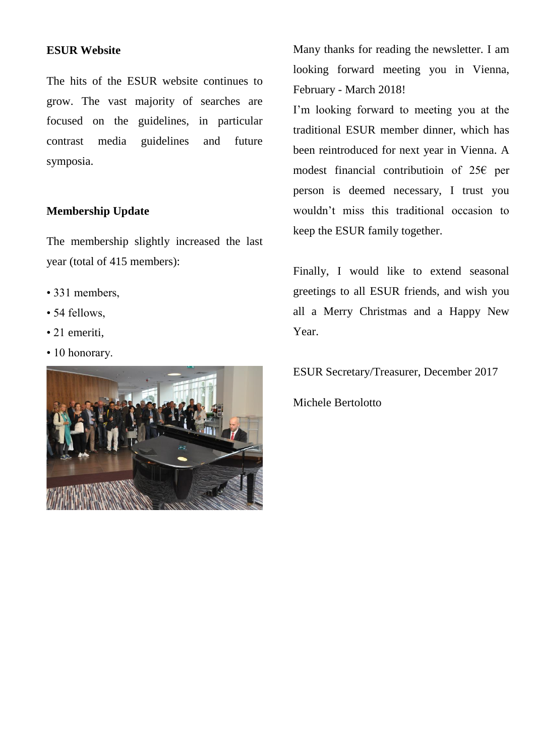**ESUR Website**

The hits of the ESUR website continues to grow. The vast majority of searches are focused on the guidelines, in particular contrast media guidelines and future symposia.

**Membership Update**

The membership slightly increased the last year (total of 415 members):

- 331 members,
- 54 fellows,
- 21 emeriti,
- 10 honorary.

Many thanks for reading the newsletter. I am looking forward meeting you in Vienna, February - March 2018!

I'm looking forward to meeting you at the traditional ESUR member dinner, which has been reintroduced for next year in Vienna. A modest financial contributioin of 25€ per person is deemed necessary, I trust you wouldn't miss this traditional occasion to keep the ESUR family together.

Finally, I would like to extend seasonal greetings to all ESUR friends, and wish you all a Merry Christmas and a Happy New Year.

ESUR Secretary/Treasurer, December 2017

Michele Bertolotto